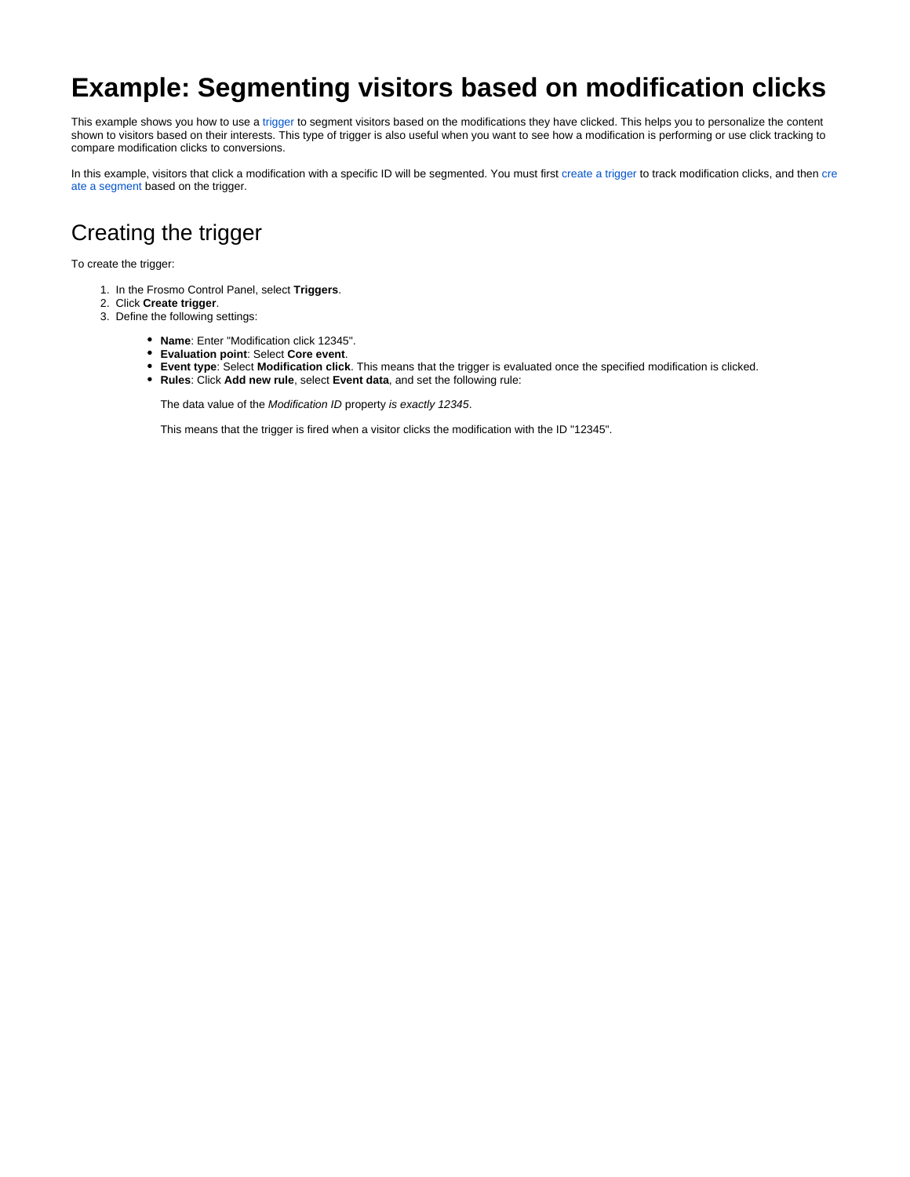# Example: Segmenting visitors based on modification clicks

This example shows you how to use a trigger to segment visitors based on the modifications they have clicked. This helps you to personalize the content shown to visitors based on their interests. This type of trigger is also useful when you want to see how a modification is performing or use click tracking to compare modification clicks to conversions.

In this example, visitors that click a modification with a specific ID will be segmented. You must first create a trigger to track modification clicks, and then create a segment based on the trigger.

## Creating the trigger

To create the trigger:

1. In the Frosmo Control Panel, select **Triggers**.
2. Click **Create trigger**.
3. Define the following settings:
   - **Name**: Enter "Modification click 12345".
   - **Evaluation point**: Select **Core event**.
   - **Event type**: Select **Modification click**. This means that the trigger is evaluated once the specified modification is clicked.
   - **Rules**: Click **Add new rule**, select **Event data**, and set the following rule:

     The data value of the *Modification ID* property *is exactly 12345*.

     This means that the trigger is fired when a visitor clicks the modification with the ID "12345".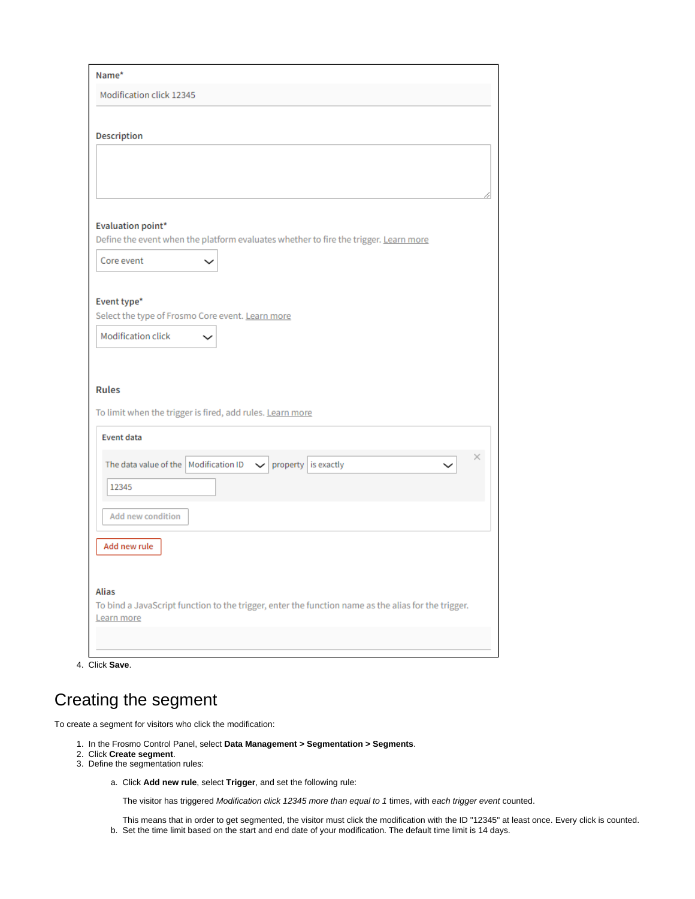Name*

Modification click 12345

Description

Evaluation point*

Define the event when the platform evaluates whether to fire the trigger. Learn more

Core event

Event type*

Select the type of Frosmo Core event. Learn more

Modification click

Rules

To limit when the trigger is fired, add rules. Learn more

Event data

The data value of the Modification ID property is exactly

12345

Add new condition

Add new rule

Alias

To bind a JavaScript function to the trigger, enter the function name as the alias for the trigger. Learn more

4. Click **Save**.

# Creating the segment

To create a segment for visitors who click the modification:

1. In the Frosmo Control Panel, select **Data Management > Segmentation > Segments**.
2. Click **Create segment**.
3. Define the segmentation rules:

   a. Click **Add new rule**, select **Trigger**, and set the following rule:

      The visitor has triggered *Modification click 12345 more than equal to 1* times, with *each trigger event* counted.

      This means that in order to get segmented, the visitor must click the modification with the ID "12345" at least once. Every click is counted.

   b. Set the time limit based on the start and end date of your modification. The default time limit is 14 days.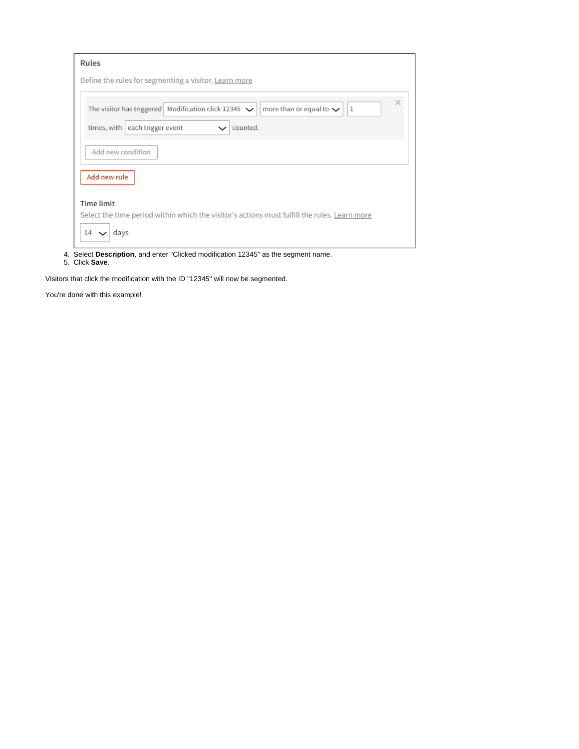Rules

Define the rules for segmenting a visitor. Learn more

The visitor has triggered Modification click 12345 more than or equal to 1

times, with each trigger event counted.

Add new condition

Add new rule

Time limit

Select the time period within which the visitor's actions must fulfill the rules. Learn more

14 days

4. Select **Description**, and enter "Clicked modification 12345" as the segment name.
5. Click **Save**.

Visitors that click the modification with the ID "12345" will now be segmented.

You're done with this example!